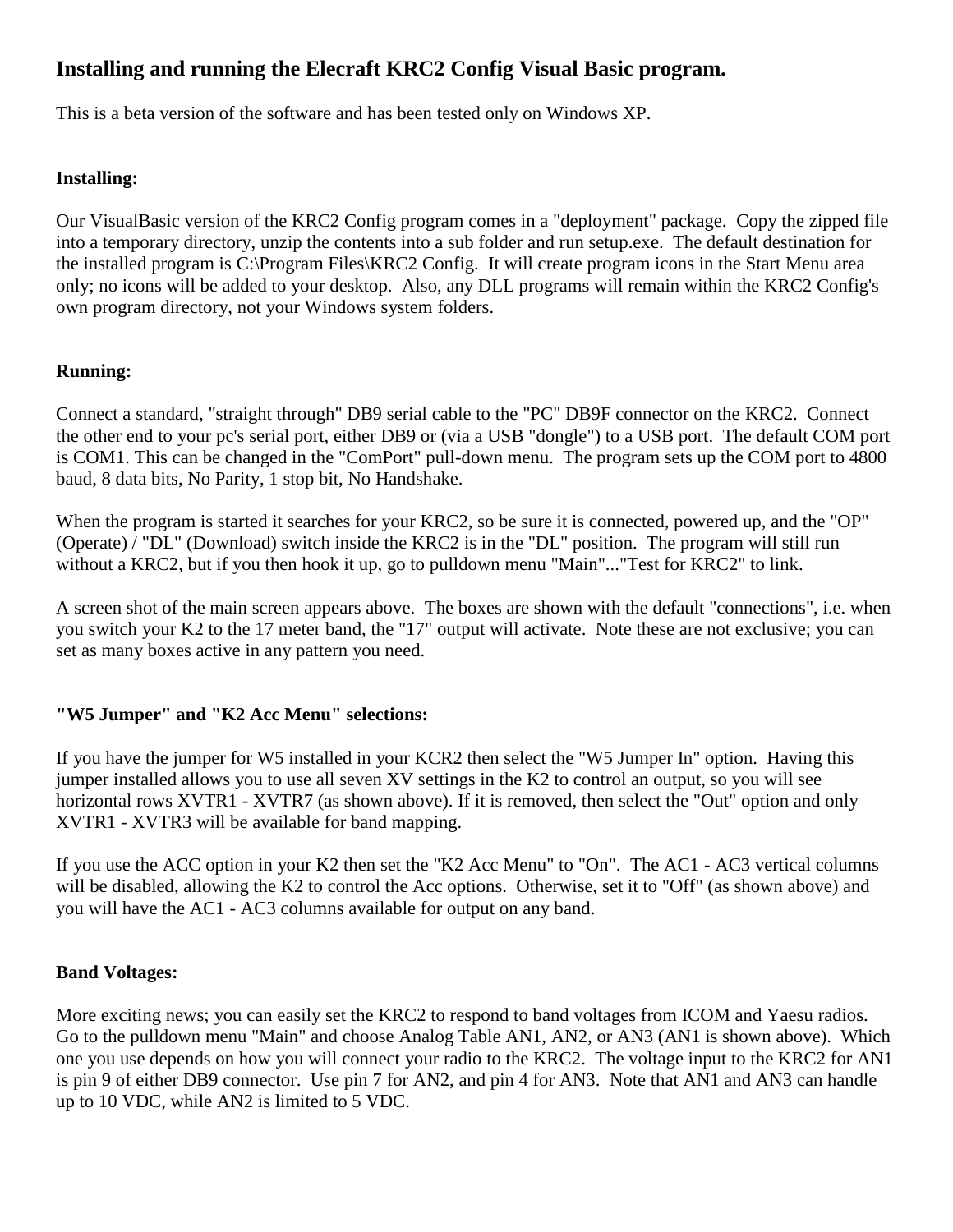## Installing and running the Elecraft KRC2 Config Visual Basic program.

This is a beta version of the software and has been tested only on Windows XP.

### Installing:

Our VisualBasic version of the KRC2 Config program comes in a "deployment" package. Copy the zipped file into a temporary directory, unzip the contents into a sub folder and run setup.exe. The default destination for the installed program is C:\Program Files\KRC2 Config. It will create program icons in the Start Menu area only; no icons will be added to your desktop. Also, any DLL programs will remain within the KRC2 Config's own program directory, not your Windows system folders.

### Running:

Connect a standard, "straight through" DB9 serial cable to the "PC" DB9F connector on the KRC2. Connect the other end to your pc's serial port, either DB9 or (via a USB "dongle") to a USB port. The default COM port is COM1. This can be changed in the "ComPort" pull-down menu. The program sets up the COM port to 4800 baud, 8 data bits, No Parity, 1 stop bit, No Handshake.

When the program is started it searches for your KRC2, so be sure it is connected, powered up, and the "OP" (Operate) / "DL" (Download) switch inside the KRC2 is in the "DL" position. The program will still run without a KRC2, but if you then hook it up, go to pulldown menu "Main"..."Test for KRC2" to link.

A screen shot of the main screen appears above. The boxes are shown with the default "connections", i.e. when you switch your K2 to the 17 meter band, the "17" output will activate. Note these are not exclusive; you can set as many boxes active in any pattern you need.

### "W5 Jumper" and "K2 Acc Menu" selections:

If you have the jumper for W5 installed in your KCR2 then select the "W5 Jumper In" option. Having this jumper installed allows you to use all seven XV settings in the K2 to control an output, so you will see horizontal rows XVTR1 - XVTR7 (as shown above). If it is removed, then select the "Out" option and only XVTR1 - XVTR3 will be available for band mapping.

If you use the ACC option in your K2 then set the "K2 Acc Menu" to "On". The AC1 - AC3 vertical columns will be disabled, allowing the K2 to control the Acc options. Otherwise, set it to "Off" (as shown above) and you will have the AC1 - AC3 columns available for output on any band.

### Band Voltages:

More exciting news; you can easily set the KRC2 to respond to band voltages from ICOM and Yaesu radios. Go to the pulldown menu "Main" and choose Analog Table AN1, AN2, or AN3 (AN1 is shown above). Which one you use depends on how you will connect your radio to the KRC2. The voltage input to the KRC2 for AN1 is pin 9 of either DB9 connector. Use pin 7 for AN2, and pin 4 for AN3. Note that AN1 and AN3 can handle up to 10 VDC, while AN2 is limited to 5 VDC.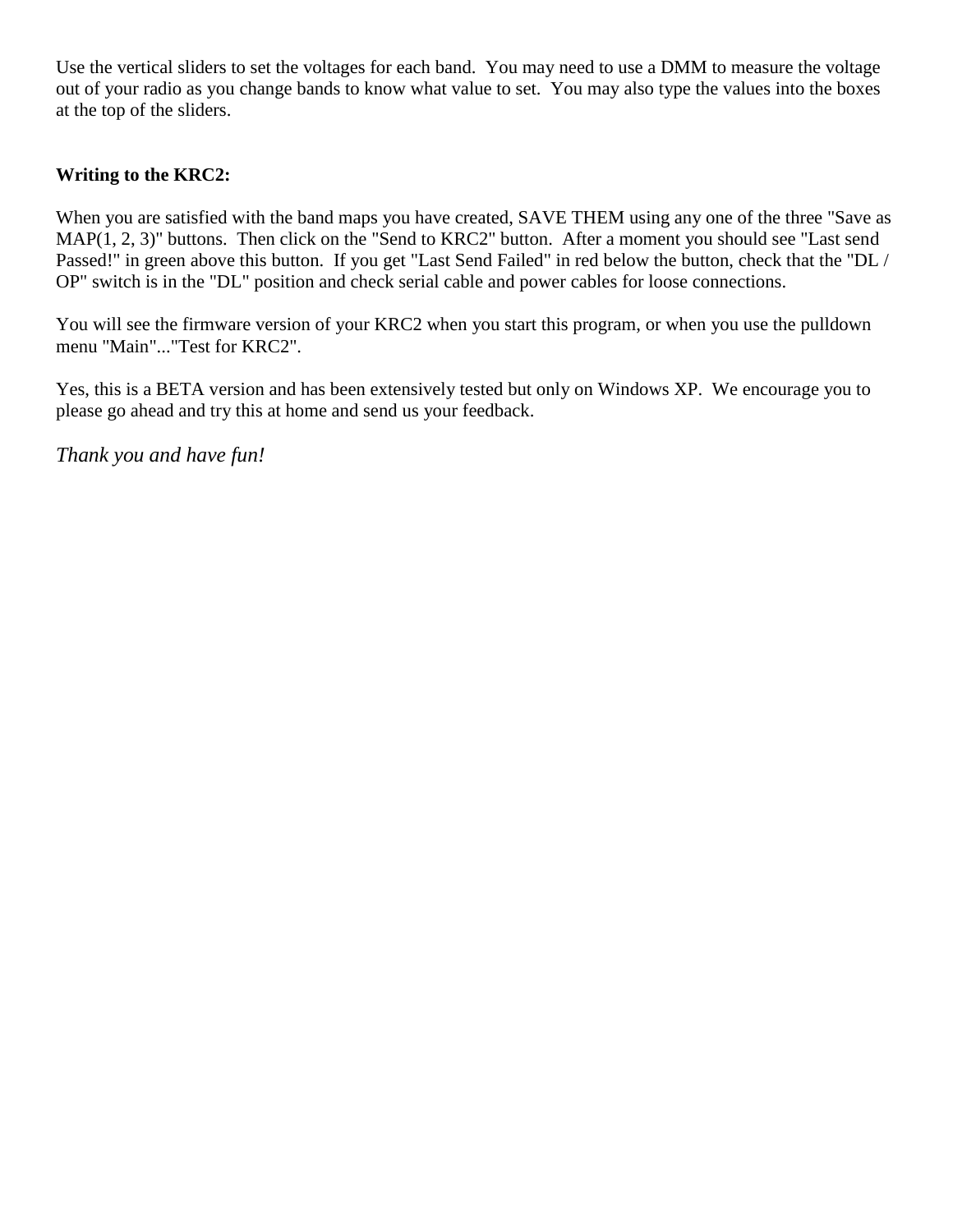Use the vertical sliders to set the voltages for each band. You may need to use a DMM to measure the voltage out of your radio as you change bands to know what value to set. You may also type the values into the boxes at the top of the sliders.

**Writing to the KRC2:**

When you are satisfied with the band maps you have created, SAVE THEM using any one of the three "Save as MAP(1, 2, 3)" buttons. Then click on the "Send to KRC2" button. After a moment you should see "Last send Passed!" in green above this button. If you get "Last Send Failed" in red below the button, check that the "DL / OP" switch is in the "DL" position and check serial cable and power cables for loose connections.

You will see the firmware version of your KRC2 when you start this program, or when you use the pulldown menu "Main"..."Test for KRC2".

Yes, this is a BETA version and has been extensively tested but only on Windows XP. We encourage you to please go ahead and try this at home and send us your feedback.

*Thank you and have fun!*